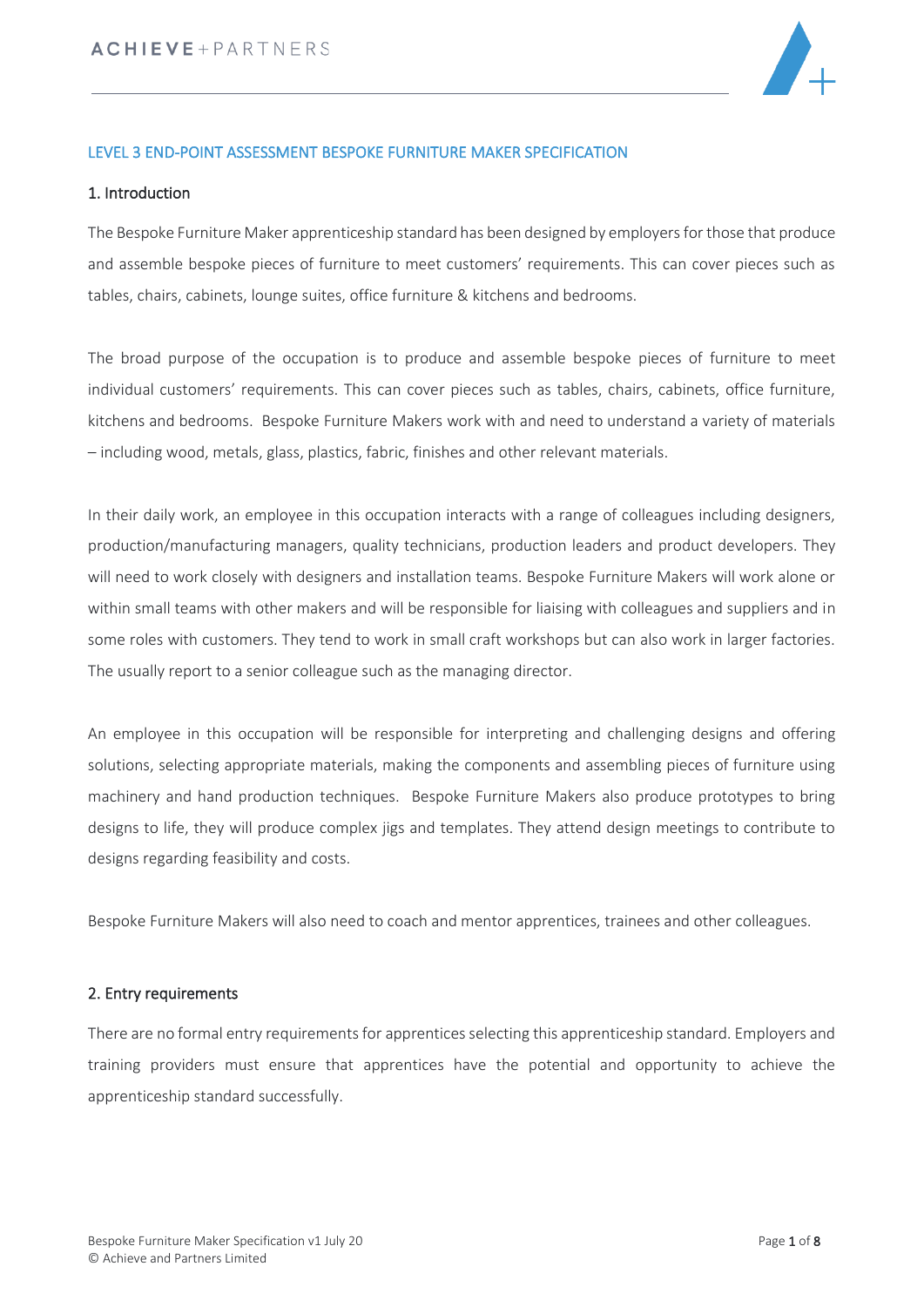# LEVEL 3 END-POINT ASSESSMENT BESPOKE FURNITURE MAKER SPECIFICATION

## 1. Introduction

The Bespoke Furniture Maker apprenticeship standard has been designed by employers for those that produce and assemble bespoke pieces of furniture to meet customers' requirements. This can cover pieces such as tables, chairs, cabinets, lounge suites, office furniture & kitchens and bedrooms.

The broad purpose of the occupation is to produce and assemble bespoke pieces of furniture to meet individual customers' requirements. This can cover pieces such as tables, chairs, cabinets, office furniture, kitchens and bedrooms. Bespoke Furniture Makers work with and need to understand a variety of materials – including wood, metals, glass, plastics, fabric, finishes and other relevant materials.

In their daily work, an employee in this occupation interacts with a range of colleagues including designers, production/manufacturing managers, quality technicians, production leaders and product developers. They will need to work closely with designers and installation teams. Bespoke Furniture Makers will work alone or within small teams with other makers and will be responsible for liaising with colleagues and suppliers and in some roles with customers. They tend to work in small craft workshops but can also work in larger factories. The usually report to a senior colleague such as the managing director.

An employee in this occupation will be responsible for interpreting and challenging designs and offering solutions, selecting appropriate materials, making the components and assembling pieces of furniture using machinery and hand production techniques. Bespoke Furniture Makers also produce prototypes to bring designs to life, they will produce complex jigs and templates. They attend design meetings to contribute to designs regarding feasibility and costs.

Bespoke Furniture Makers will also need to coach and mentor apprentices, trainees and other colleagues.

## 2. Entry requirements

There are no formal entry requirements for apprentices selecting this apprenticeship standard. Employers and training providers must ensure that apprentices have the potential and opportunity to achieve the apprenticeship standard successfully.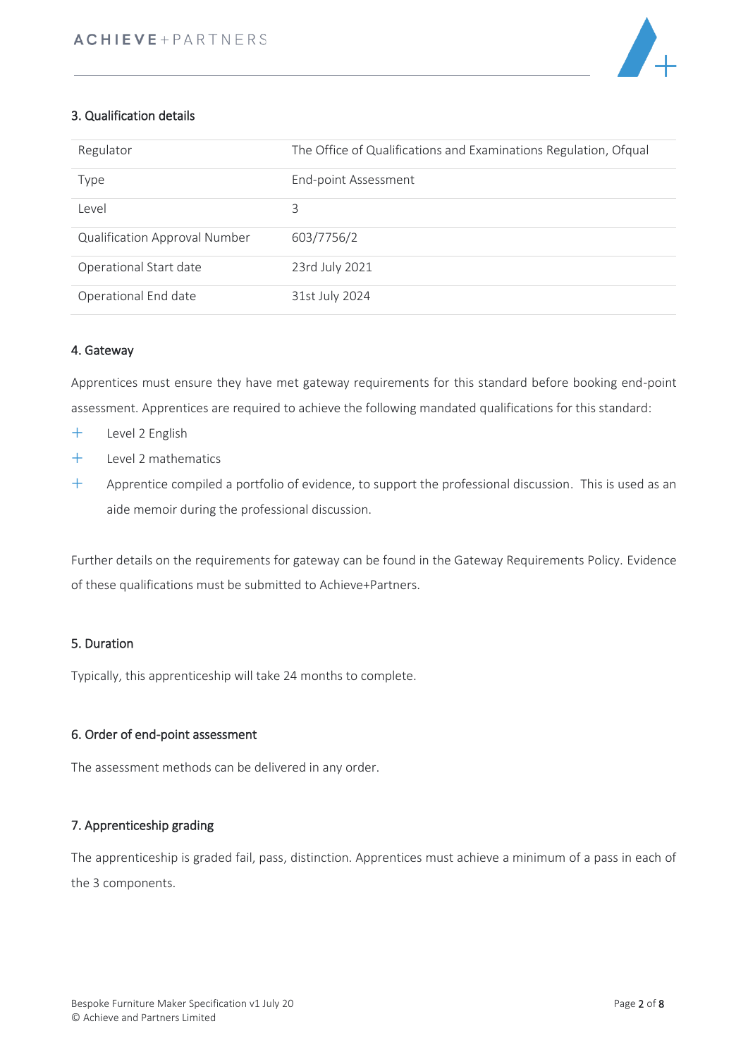## 3. Qualification details

| Regulator | The Office of Qualifications and Examinations Regulation, Ofqual |
|---|---|
| Type | End-point Assessment |
| Level | 3 |
| Qualification Approval Number | 603/7756/2 |
| Operational Start date | 23rd July 2021 |
| Operational End date | 31st July 2024 |

## 4. Gateway

Apprentices must ensure they have met gateway requirements for this standard before booking end-point assessment. Apprentices are required to achieve the following mandated qualifications for this standard:

- Level 2 English
- Level 2 mathematics
- Apprentice compiled a portfolio of evidence, to support the professional discussion. This is used as an aide memoir during the professional discussion.

Further details on the requirements for gateway can be found in the Gateway Requirements Policy. Evidence of these qualifications must be submitted to Achieve+Partners.

## 5. Duration

Typically, this apprenticeship will take 24 months to complete.

## 6. Order of end-point assessment

The assessment methods can be delivered in any order.

## 7. Apprenticeship grading

The apprenticeship is graded fail, pass, distinction. Apprentices must achieve a minimum of a pass in each of the 3 components.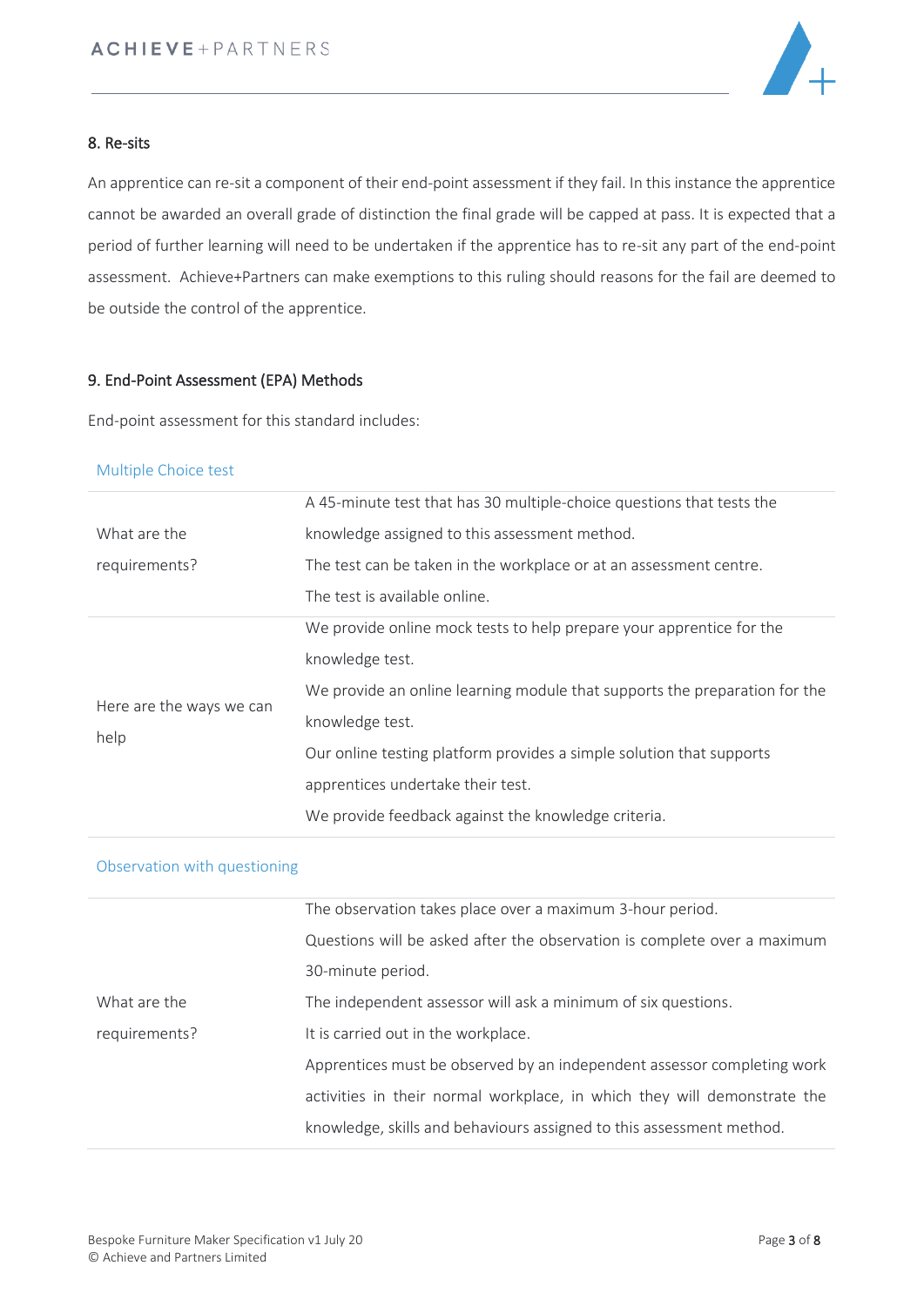## 8. Re-sits

An apprentice can re-sit a component of their end-point assessment if they fail. In this instance the apprentice cannot be awarded an overall grade of distinction the final grade will be capped at pass. It is expected that a period of further learning will need to be undertaken if the apprentice has to re-sit any part of the end-point assessment. Achieve+Partners can make exemptions to this ruling should reasons for the fail are deemed to be outside the control of the apprentice.

## 9. End-Point Assessment (EPA) Methods

End-point assessment for this standard includes:

### Multiple Choice test

| | |
|---|---|
| What are the requirements? | A 45-minute test that has 30 multiple-choice questions that tests the knowledge assigned to this assessment method.<br>The test can be taken in the workplace or at an assessment centre.<br>The test is available online. |
| Here are the ways we can help | We provide online mock tests to help prepare your apprentice for the knowledge test.<br>We provide an online learning module that supports the preparation for the knowledge test.<br>Our online testing platform provides a simple solution that supports apprentices undertake their test.<br>We provide feedback against the knowledge criteria. |

### Observation with questioning

| | |
|---|---|
| What are the requirements? | The observation takes place over a maximum 3-hour period.<br>Questions will be asked after the observation is complete over a maximum 30-minute period.<br>The independent assessor will ask a minimum of six questions.<br>It is carried out in the workplace.<br>Apprentices must be observed by an independent assessor completing work activities in their normal workplace, in which they will demonstrate the knowledge, skills and behaviours assigned to this assessment method. |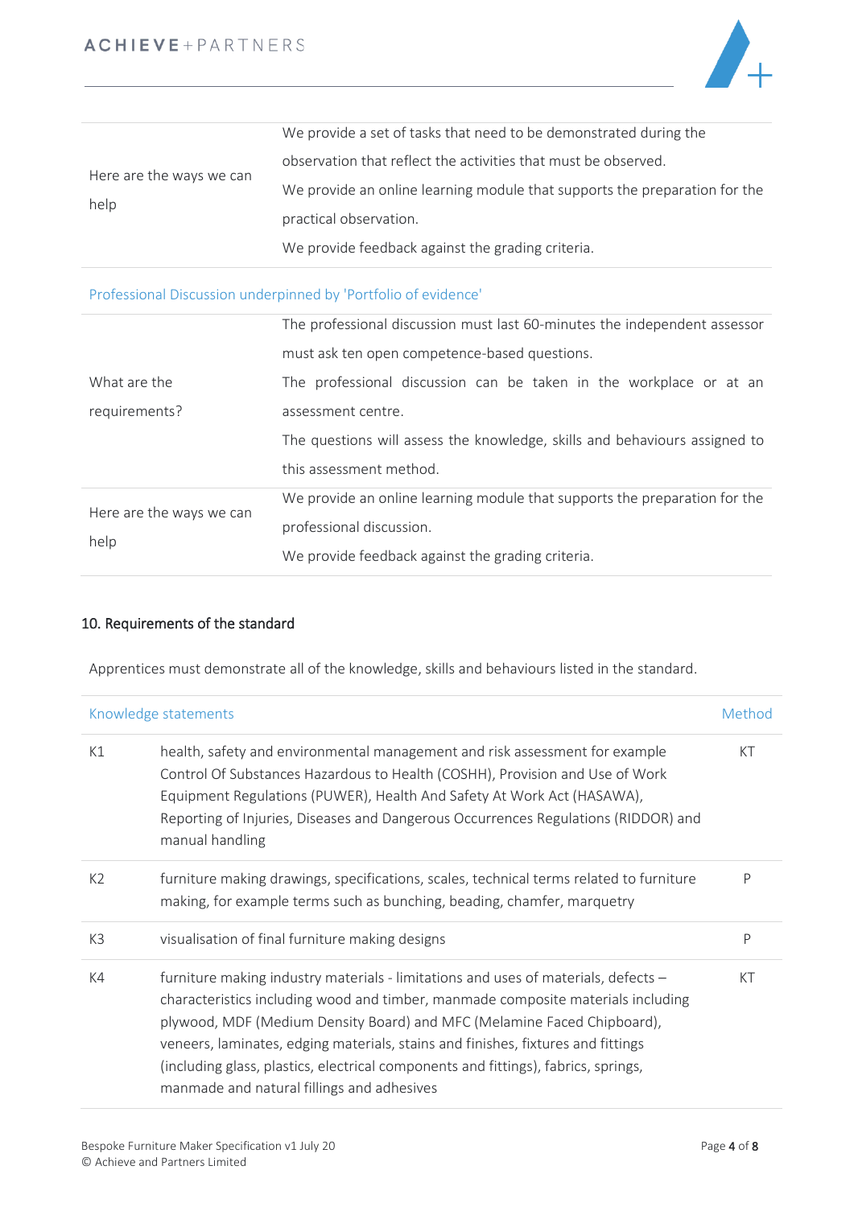| | |
|---|---|
| Here are the ways we can help | We provide a set of tasks that need to be demonstrated during the observation that reflect the activities that must be observed.<br>We provide an online learning module that supports the preparation for the practical observation.<br>We provide feedback against the grading criteria. |

Professional Discussion underpinned by 'Portfolio of evidence'

| | |
|---|---|
| What are the requirements? | The professional discussion must last 60-minutes the independent assessor must ask ten open competence-based questions.<br>The professional discussion can be taken in the workplace or at an assessment centre.<br>The questions will assess the knowledge, skills and behaviours assigned to this assessment method. |
| Here are the ways we can help | We provide an online learning module that supports the preparation for the professional discussion.<br>We provide feedback against the grading criteria. |

## 10. Requirements of the standard

Apprentices must demonstrate all of the knowledge, skills and behaviours listed in the standard.

| Knowledge statements | | Method |
|---|---|---|
| K1 | health, safety and environmental management and risk assessment for example Control Of Substances Hazardous to Health (COSHH), Provision and Use of Work Equipment Regulations (PUWER), Health And Safety At Work Act (HASAWA), Reporting of Injuries, Diseases and Dangerous Occurrences Regulations (RIDDOR) and manual handling | KT |
| K2 | furniture making drawings, specifications, scales, technical terms related to furniture making, for example terms such as bunching, beading, chamfer, marquetry | P |
| K3 | visualisation of final furniture making designs | P |
| K4 | furniture making industry materials - limitations and uses of materials, defects – characteristics including wood and timber, manmade composite materials including plywood, MDF (Medium Density Board) and MFC (Melamine Faced Chipboard), veneers, laminates, edging materials, stains and finishes, fixtures and fittings (including glass, plastics, electrical components and fittings), fabrics, springs, manmade and natural fillings and adhesives | KT |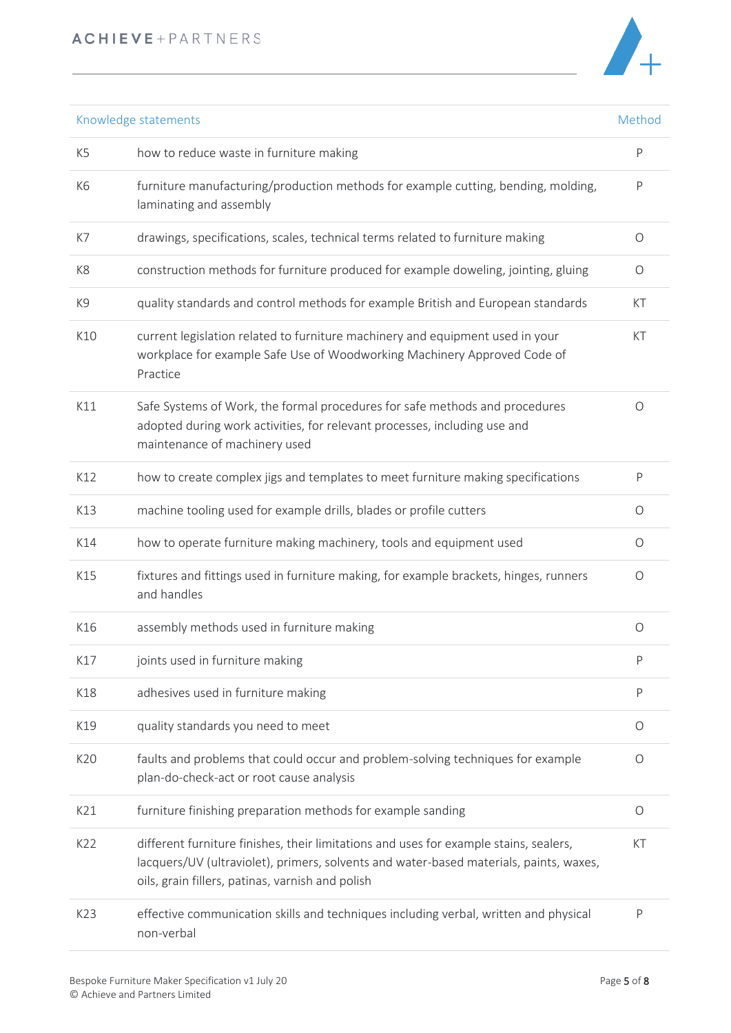| Knowledge statements | | Method |
|---|---|---|
| K5 | how to reduce waste in furniture making | P |
| K6 | furniture manufacturing/production methods for example cutting, bending, molding, laminating and assembly | P |
| K7 | drawings, specifications, scales, technical terms related to furniture making | O |
| K8 | construction methods for furniture produced for example doweling, jointing, gluing | O |
| K9 | quality standards and control methods for example British and European standards | KT |
| K10 | current legislation related to furniture machinery and equipment used in your workplace for example Safe Use of Woodworking Machinery Approved Code of Practice | KT |
| K11 | Safe Systems of Work, the formal procedures for safe methods and procedures adopted during work activities, for relevant processes, including use and maintenance of machinery used | O |
| K12 | how to create complex jigs and templates to meet furniture making specifications | P |
| K13 | machine tooling used for example drills, blades or profile cutters | O |
| K14 | how to operate furniture making machinery, tools and equipment used | O |
| K15 | fixtures and fittings used in furniture making, for example brackets, hinges, runners and handles | O |
| K16 | assembly methods used in furniture making | O |
| K17 | joints used in furniture making | P |
| K18 | adhesives used in furniture making | P |
| K19 | quality standards you need to meet | O |
| K20 | faults and problems that could occur and problem-solving techniques for example plan-do-check-act or root cause analysis | O |
| K21 | furniture finishing preparation methods for example sanding | O |
| K22 | different furniture finishes, their limitations and uses for example stains, sealers, lacquers/UV (ultraviolet), primers, solvents and water-based materials, paints, waxes, oils, grain fillers, patinas, varnish and polish | KT |
| K23 | effective communication skills and techniques including verbal, written and physical non-verbal | P |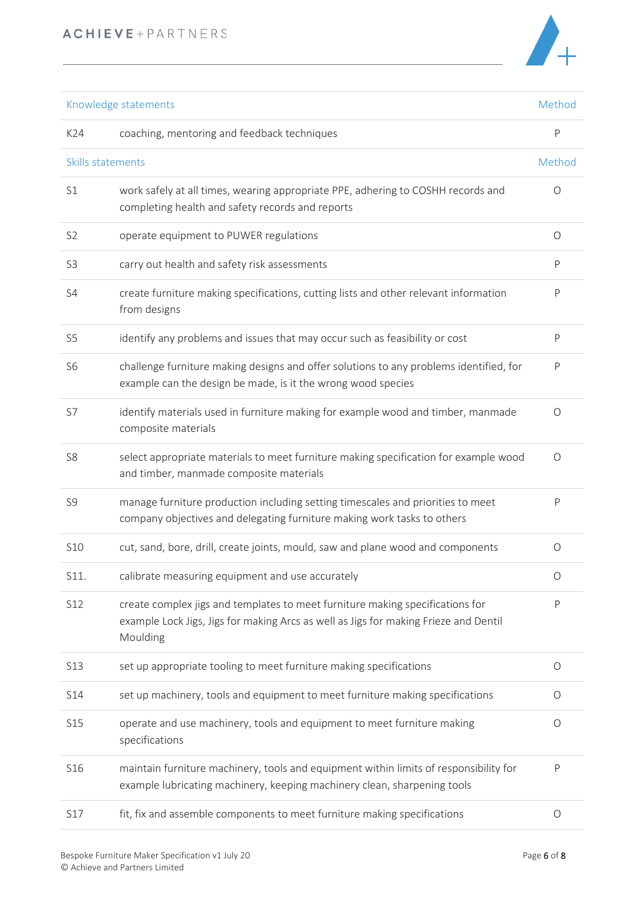| Knowledge statements | | Method |
|---|---|---|
| K24 | coaching, mentoring and feedback techniques | P |
| **Skills statements** | | **Method** |
| S1 | work safely at all times, wearing appropriate PPE, adhering to COSHH records and completing health and safety records and reports | O |
| S2 | operate equipment to PUWER regulations | O |
| S3 | carry out health and safety risk assessments | P |
| S4 | create furniture making specifications, cutting lists and other relevant information from designs | P |
| S5 | identify any problems and issues that may occur such as feasibility or cost | P |
| S6 | challenge furniture making designs and offer solutions to any problems identified, for example can the design be made, is it the wrong wood species | P |
| S7 | identify materials used in furniture making for example wood and timber, manmade composite materials | O |
| S8 | select appropriate materials to meet furniture making specification for example wood and timber, manmade composite materials | O |
| S9 | manage furniture production including setting timescales and priorities to meet company objectives and delegating furniture making work tasks to others | P |
| S10 | cut, sand, bore, drill, create joints, mould, saw and plane wood and components | O |
| S11. | calibrate measuring equipment and use accurately | O |
| S12 | create complex jigs and templates to meet furniture making specifications for example Lock Jigs, Jigs for making Arcs as well as Jigs for making Frieze and Dentil Moulding | P |
| S13 | set up appropriate tooling to meet furniture making specifications | O |
| S14 | set up machinery, tools and equipment to meet furniture making specifications | O |
| S15 | operate and use machinery, tools and equipment to meet furniture making specifications | O |
| S16 | maintain furniture machinery, tools and equipment within limits of responsibility for example lubricating machinery, keeping machinery clean, sharpening tools | P |
| S17 | fit, fix and assemble components to meet furniture making specifications | O |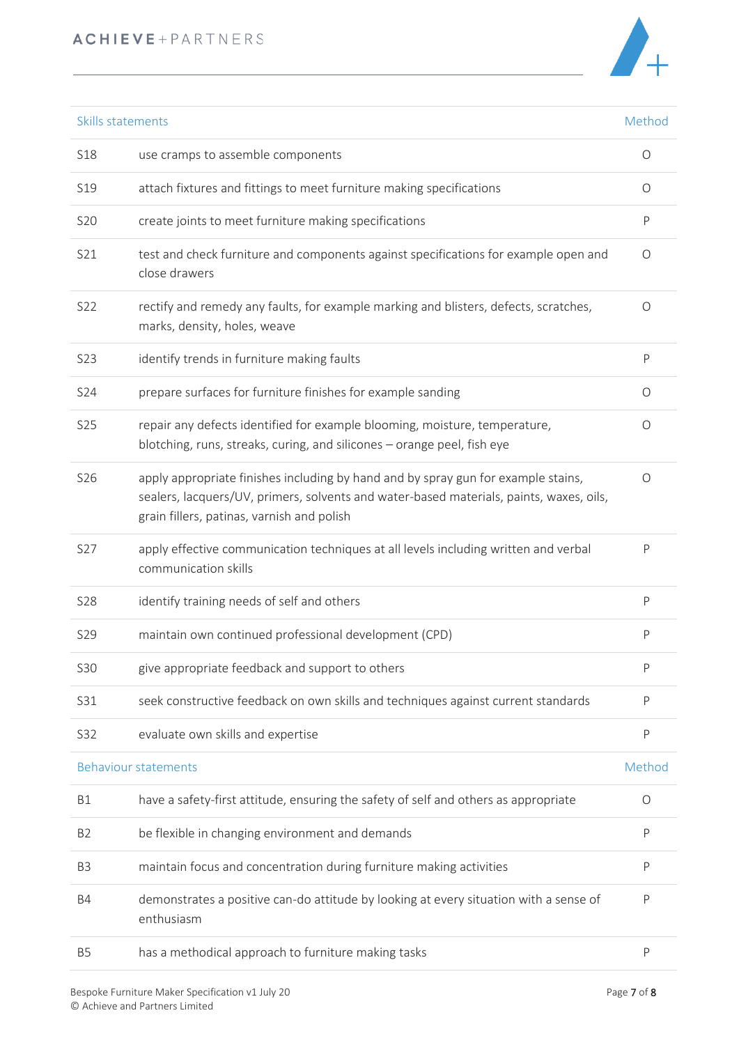| Skills statements | | Method |
|---|---|---|
| S18 | use cramps to assemble components | O |
| S19 | attach fixtures and fittings to meet furniture making specifications | O |
| S20 | create joints to meet furniture making specifications | P |
| S21 | test and check furniture and components against specifications for example open and close drawers | O |
| S22 | rectify and remedy any faults, for example marking and blisters, defects, scratches, marks, density, holes, weave | O |
| S23 | identify trends in furniture making faults | P |
| S24 | prepare surfaces for furniture finishes for example sanding | O |
| S25 | repair any defects identified for example blooming, moisture, temperature, blotching, runs, streaks, curing, and silicones – orange peel, fish eye | O |
| S26 | apply appropriate finishes including by hand and by spray gun for example stains, sealers, lacquers/UV, primers, solvents and water-based materials, paints, waxes, oils, grain fillers, patinas, varnish and polish | O |
| S27 | apply effective communication techniques at all levels including written and verbal communication skills | P |
| S28 | identify training needs of self and others | P |
| S29 | maintain own continued professional development (CPD) | P |
| S30 | give appropriate feedback and support to others | P |
| S31 | seek constructive feedback on own skills and techniques against current standards | P |
| S32 | evaluate own skills and expertise | P |
| **Behaviour statements** | | **Method** |
| B1 | have a safety-first attitude, ensuring the safety of self and others as appropriate | O |
| B2 | be flexible in changing environment and demands | P |
| B3 | maintain focus and concentration during furniture making activities | P |
| B4 | demonstrates a positive can-do attitude by looking at every situation with a sense of enthusiasm | P |
| B5 | has a methodical approach to furniture making tasks | P |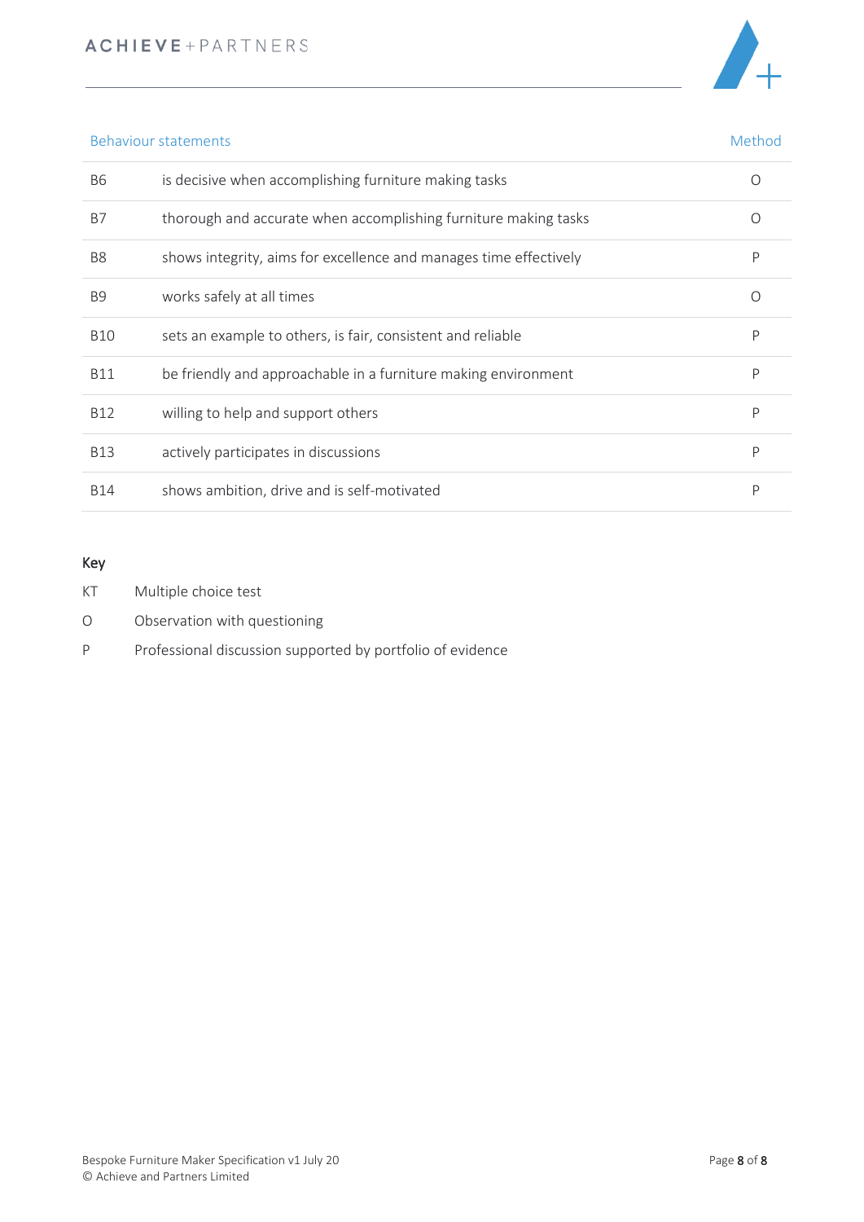| Behaviour statements | | Method |
|---|---|---|
| B6 | is decisive when accomplishing furniture making tasks | O |
| B7 | thorough and accurate when accomplishing furniture making tasks | O |
| B8 | shows integrity, aims for excellence and manages time effectively | P |
| B9 | works safely at all times | O |
| B10 | sets an example to others, is fair, consistent and reliable | P |
| B11 | be friendly and approachable in a furniture making environment | P |
| B12 | willing to help and support others | P |
| B13 | actively participates in discussions | P |
| B14 | shows ambition, drive and is self-motivated | P |

**Key**

| | |
|---|---|
| KT | Multiple choice test |
| O | Observation with questioning |
| P | Professional discussion supported by portfolio of evidence |